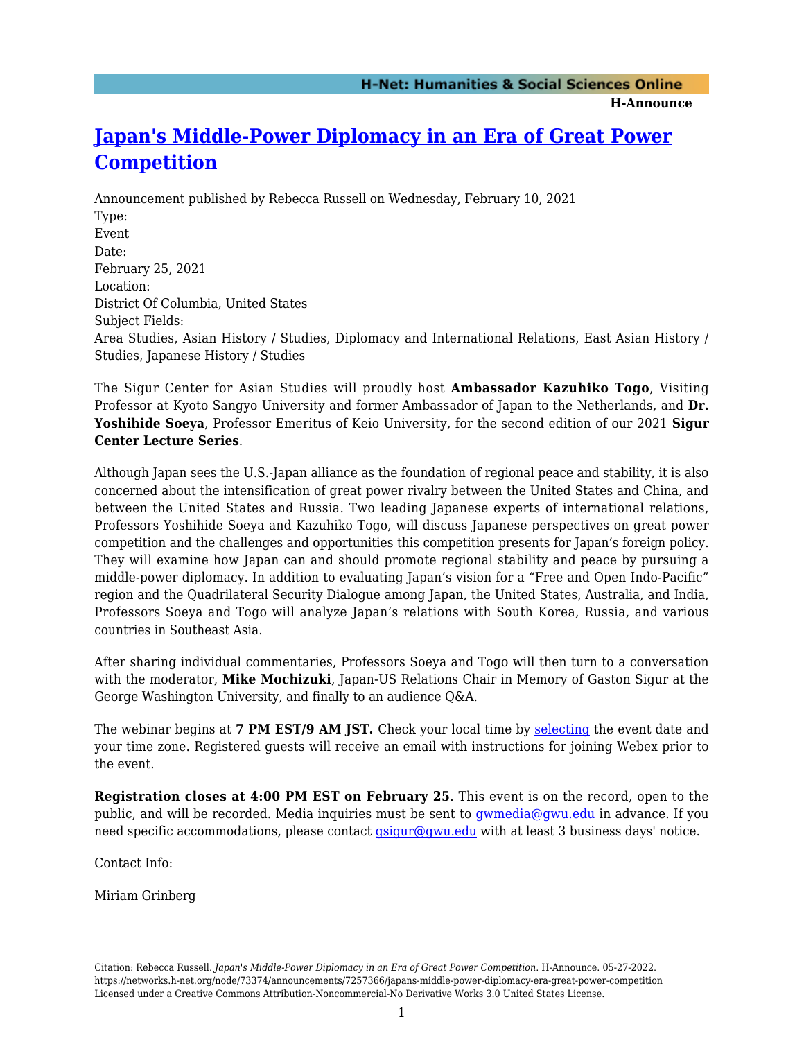# Japan's Middle-Power Diplomacy in an Era of Great Power Competition

Announcement published by Rebecca Russell on Wednesday, February 10, 2021

Type:
Event

Date:
February 25, 2021

Location:
District Of Columbia, United States

Subject Fields:
Area Studies, Asian History / Studies, Diplomacy and International Relations, East Asian History / Studies, Japanese History / Studies

The Sigur Center for Asian Studies will proudly host **Ambassador Kazuhiko Togo**, Visiting Professor at Kyoto Sangyo University and former Ambassador of Japan to the Netherlands, and **Dr. Yoshihide Soeya**, Professor Emeritus of Keio University, for the second edition of our 2021 **Sigur Center Lecture Series**.

Although Japan sees the U.S.-Japan alliance as the foundation of regional peace and stability, it is also concerned about the intensification of great power rivalry between the United States and China, and between the United States and Russia. Two leading Japanese experts of international relations, Professors Yoshihide Soeya and Kazuhiko Togo, will discuss Japanese perspectives on great power competition and the challenges and opportunities this competition presents for Japan's foreign policy. They will examine how Japan can and should promote regional stability and peace by pursuing a middle-power diplomacy. In addition to evaluating Japan's vision for a "Free and Open Indo-Pacific" region and the Quadrilateral Security Dialogue among Japan, the United States, Australia, and India, Professors Soeya and Togo will analyze Japan's relations with South Korea, Russia, and various countries in Southeast Asia.

After sharing individual commentaries, Professors Soeya and Togo will then turn to a conversation with the moderator, **Mike Mochizuki**, Japan-US Relations Chair in Memory of Gaston Sigur at the George Washington University, and finally to an audience Q&A.

The webinar begins at **7 PM EST/9 AM JST.** Check your local time by selecting the event date and your time zone. Registered guests will receive an email with instructions for joining Webex prior to the event.

**Registration closes at 4:00 PM EST on February 25**. This event is on the record, open to the public, and will be recorded. Media inquiries must be sent to gwmedia@gwu.edu in advance. If you need specific accommodations, please contact gsigur@gwu.edu with at least 3 business days' notice.

Contact Info:

Miriam Grinberg

Citation: Rebecca Russell. *Japan's Middle-Power Diplomacy in an Era of Great Power Competition*. H-Announce. 05-27-2022. https://networks.h-net.org/node/73374/announcements/7257366/japans-middle-power-diplomacy-era-great-power-competition
Licensed under a Creative Commons Attribution-Noncommercial-No Derivative Works 3.0 United States License.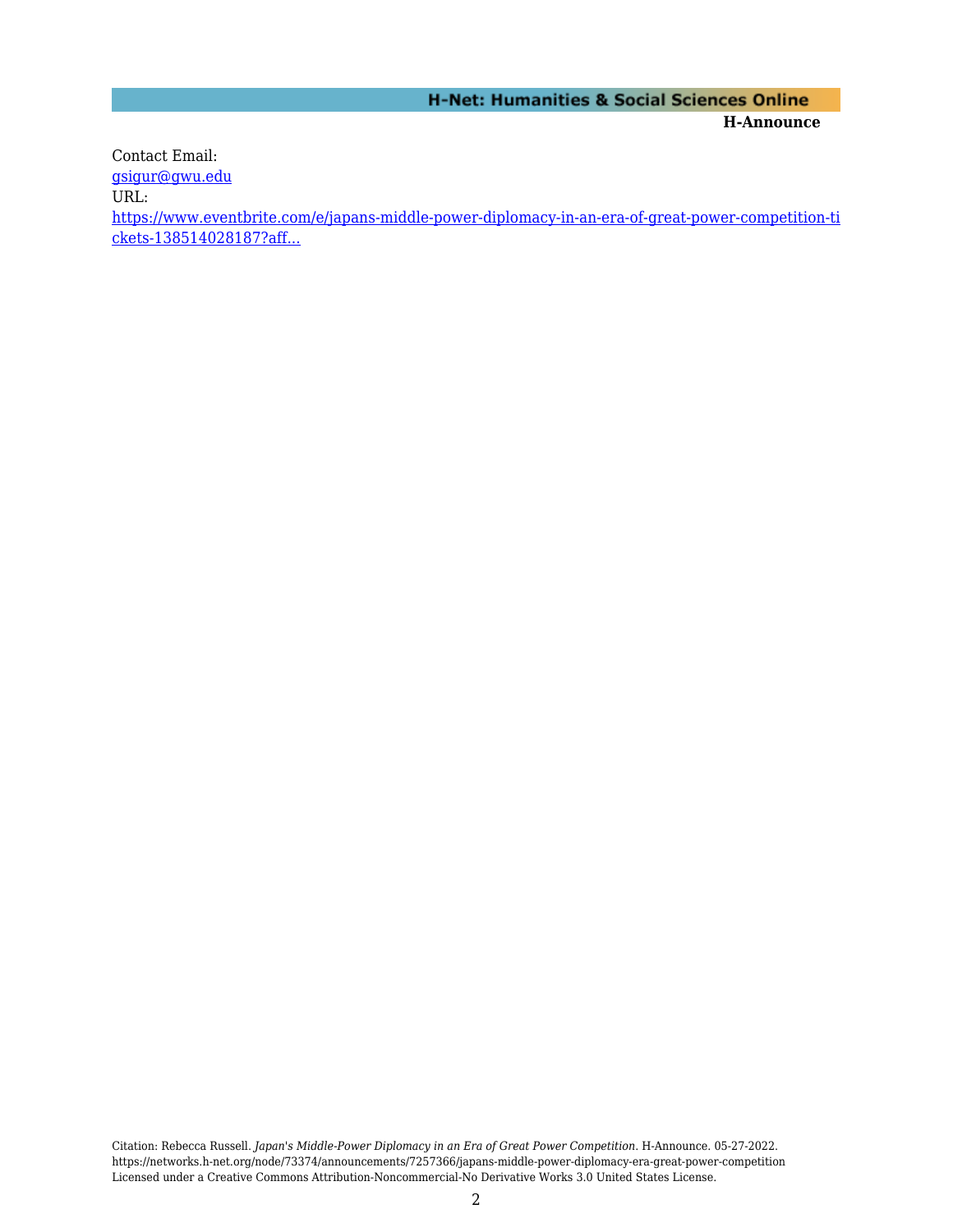Contact Email:
gsigur@gwu.edu
URL:
https://www.eventbrite.com/e/japans-middle-power-diplomacy-in-an-era-of-great-power-competition-tickets-138514028187?aff...